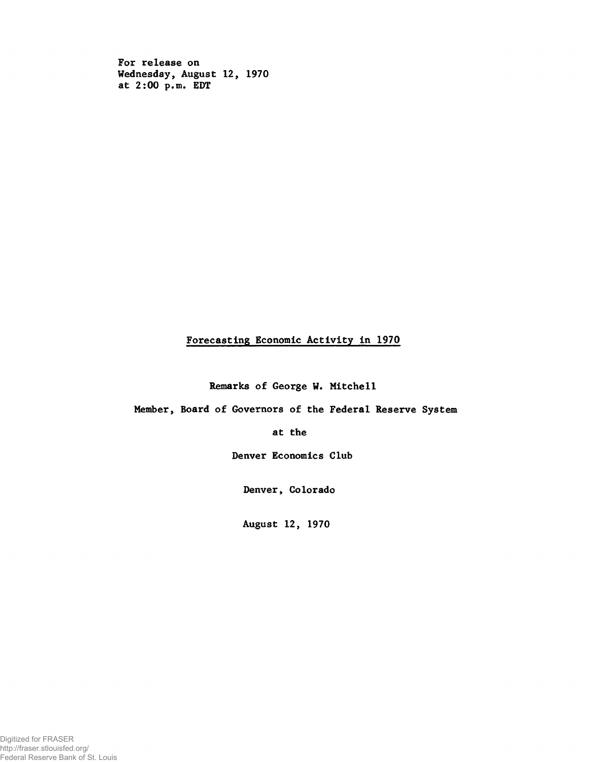For release on
Wednesday, August 12, 1970
at 2:00 p.m. EDT

# Forecasting Economic Activity in 1970

Remarks of George W. Mitchell

Member, Board of Governors of the Federal Reserve System

at the

Denver Economics Club

Denver, Colorado

August 12, 1970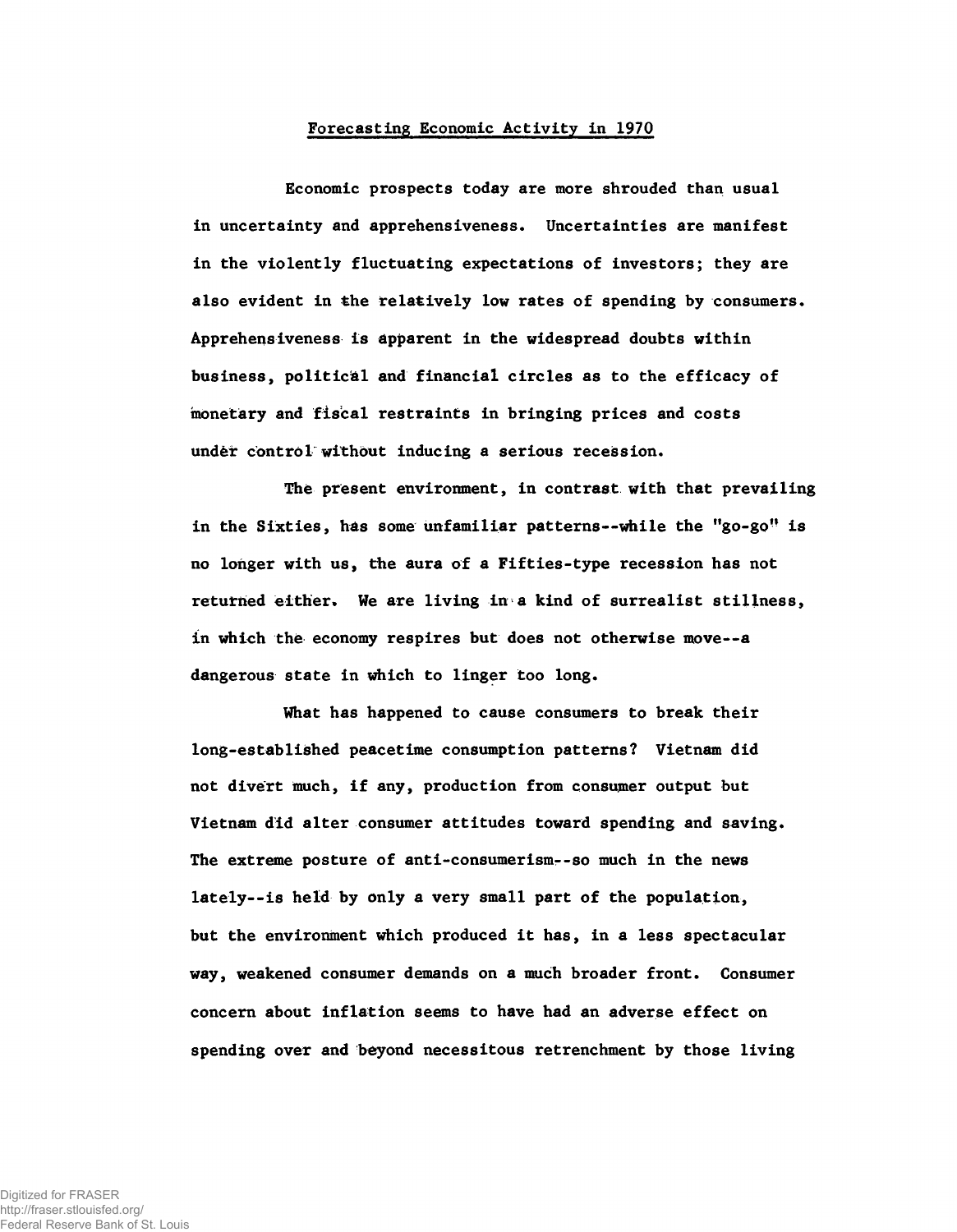# Forecasting Economic Activity in 1970

Economic prospects today are more shrouded than usual in uncertainty and apprehensiveness. Uncertainties are manifest in the violently fluctuating expectations of investors; they are also evident in the relatively low rates of spending by consumers. Apprehensiveness is apparent in the widespread doubts within business, political and financial circles as to the efficacy of monetary and fiscal restraints in bringing prices and costs under control without inducing a serious recession.

The present environment, in contrast with that prevailing in the Sixties, has some unfamiliar patterns--while the "go-go" is no longer with us, the aura of a Fifties-type recession has not returned either. We are living in a kind of surrealist stillness, in which the economy respires but does not otherwise move--a dangerous state in which to linger too long.

What has happened to cause consumers to break their long-established peacetime consumption patterns? Vietnam did not divert much, if any, production from consumer output but Vietnam did alter consumer attitudes toward spending and saving. The extreme posture of anti-consumerism--so much in the news lately--is held by only a very small part of the population, but the environment which produced it has, in a less spectacular way, weakened consumer demands on a much broader front. Consumer concern about inflation seems to have had an adverse effect on spending over and beyond necessitous retrenchment by those living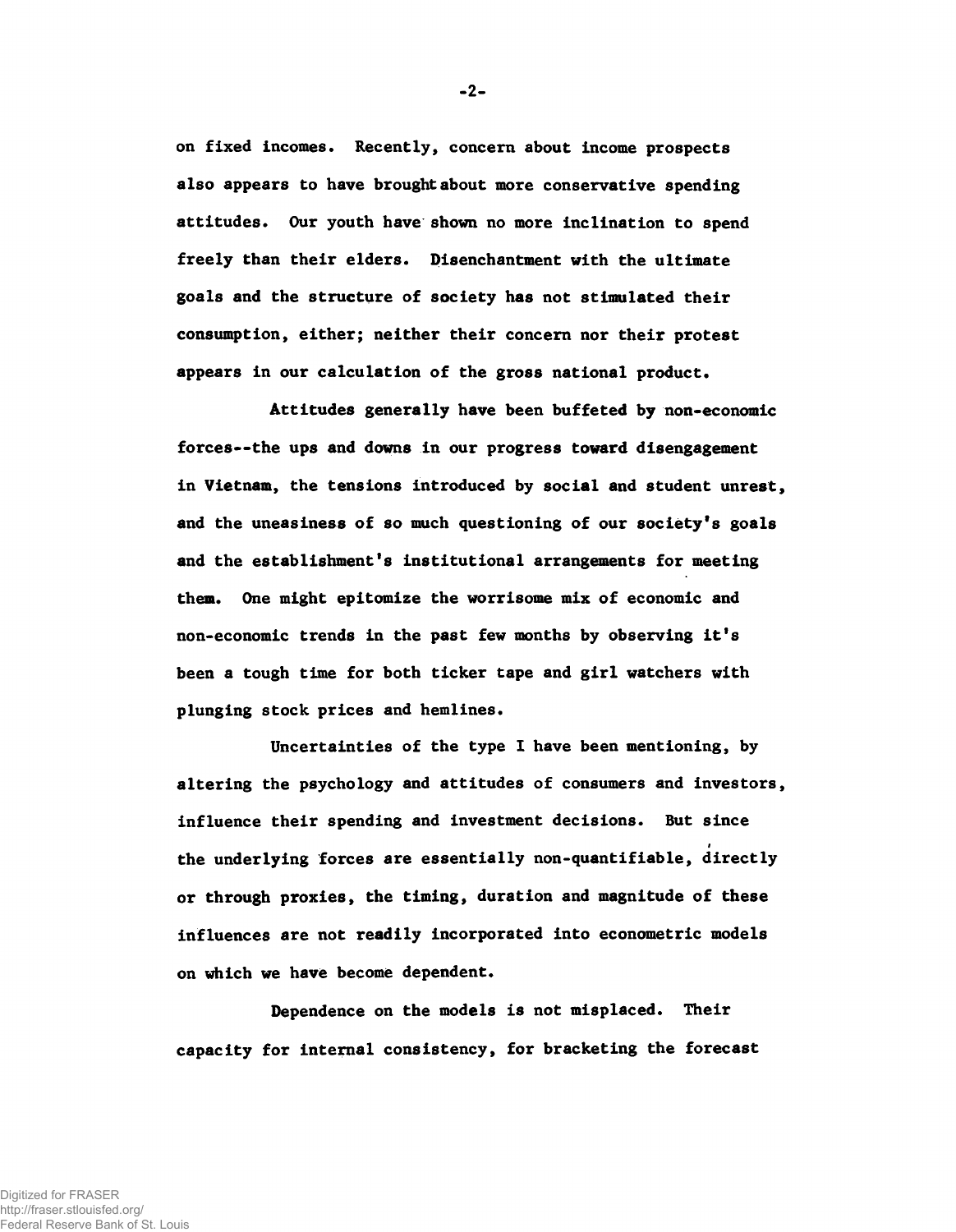on fixed incomes. Recently, concern about income prospects also appears to have brought about more conservative spending attitudes. Our youth have shown no more inclination to spend freely than their elders. Disenchantment with the ultimate goals and the structure of society has not stimulated their consumption, either; neither their concern nor their protest appears in our calculation of the gross national product.

Attitudes generally have been buffeted by non-economic forces--the ups and downs in our progress toward disengagement in Vietnam, the tensions introduced by social and student unrest, and the uneasiness of so much questioning of our society's goals and the establishment's institutional arrangements for meeting them. One might epitomize the worrisome mix of economic and non-economic trends in the past few months by observing it's been a tough time for both ticker tape and girl watchers with plunging stock prices and hemlines.

Uncertainties of the type I have been mentioning, by altering the psychology and attitudes of consumers and investors, influence their spending and investment decisions. But since the underlying forces are essentially non-quantifiable, directly or through proxies, the timing, duration and magnitude of these influences are not readily incorporated into econometric models on which we have become dependent.

Dependence on the models is not misplaced. Their capacity for internal consistency, for bracketing the forecast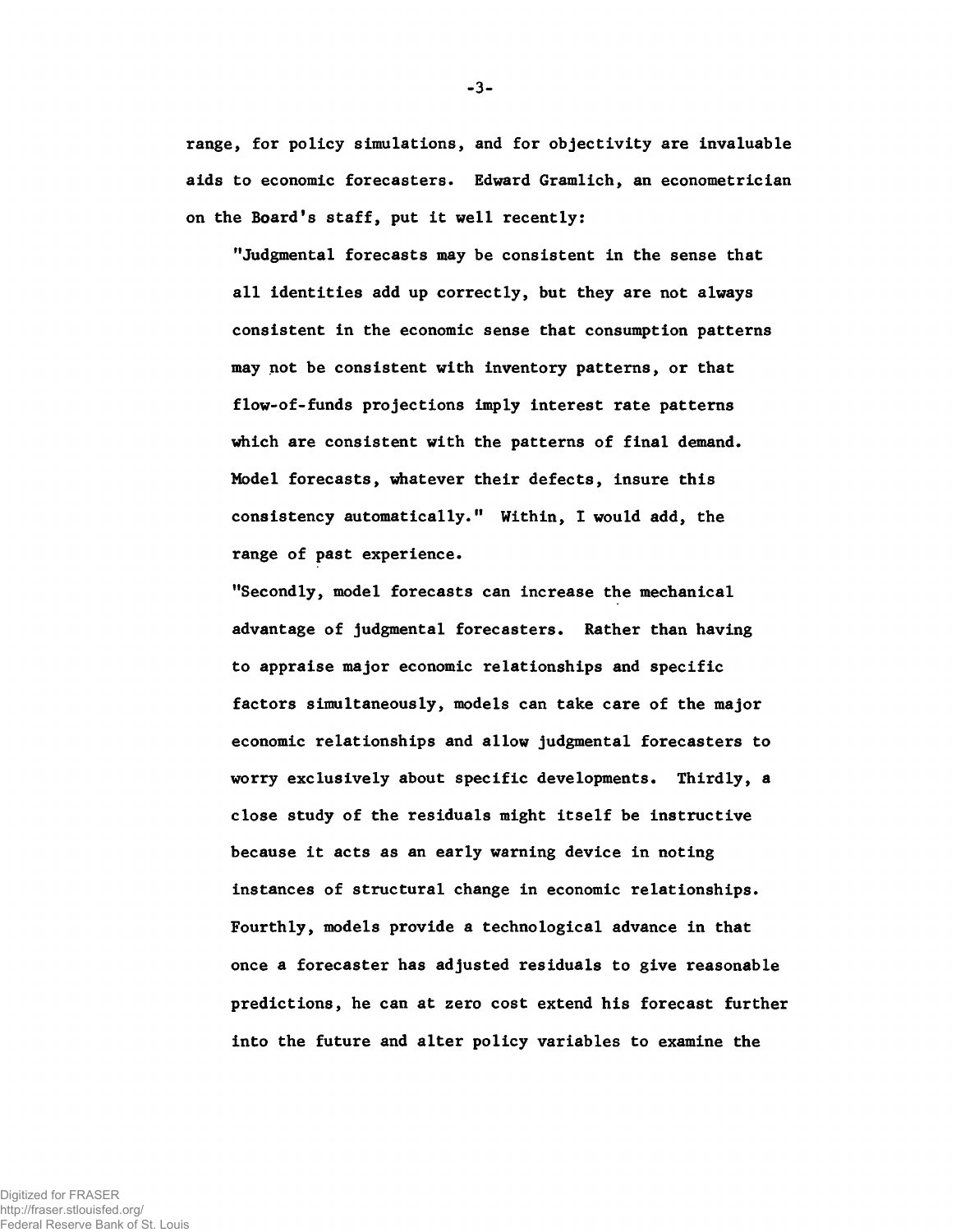range, for policy simulations, and for objectivity are invaluable aids to economic forecasters. Edward Gramlich, an econometrician on the Board's staff, put it well recently:

> "Judgmental forecasts may be consistent in the sense that all identities add up correctly, but they are not always consistent in the economic sense that consumption patterns may not be consistent with inventory patterns, or that flow-of-funds projections imply interest rate patterns which are consistent with the patterns of final demand. Model forecasts, whatever their defects, insure this consistency automatically." Within, I would add, the range of past experience.
>
> "Secondly, model forecasts can increase the mechanical advantage of judgmental forecasters. Rather than having to appraise major economic relationships and specific factors simultaneously, models can take care of the major economic relationships and allow judgmental forecasters to worry exclusively about specific developments. Thirdly, a close study of the residuals might itself be instructive because it acts as an early warning device in noting instances of structural change in economic relationships. Fourthly, models provide a technological advance in that once a forecaster has adjusted residuals to give reasonable predictions, he can at zero cost extend his forecast further into the future and alter policy variables to examine the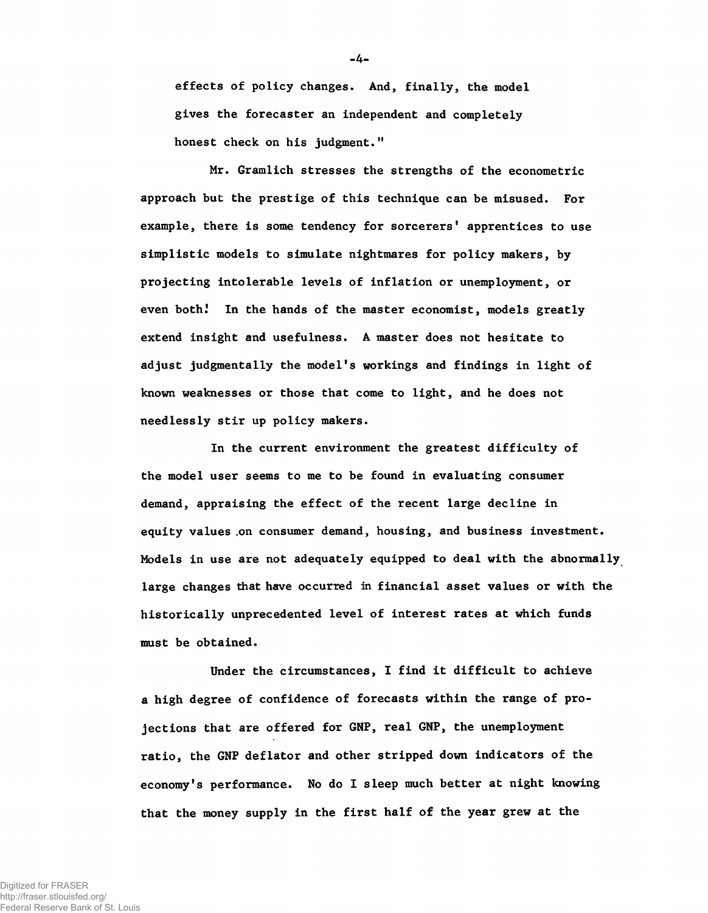effects of policy changes. And, finally, the model gives the forecaster an independent and completely honest check on his judgment."

Mr. Gramlich stresses the strengths of the econometric approach but the prestige of this technique can be misused. For example, there is some tendency for sorcerers' apprentices to use simplistic models to simulate nightmares for policy makers, by projecting intolerable levels of inflation or unemployment, or even both! In the hands of the master economist, models greatly extend insight and usefulness. A master does not hesitate to adjust judgmentally the model's workings and findings in light of known weaknesses or those that come to light, and he does not needlessly stir up policy makers.

In the current environment the greatest difficulty of the model user seems to me to be found in evaluating consumer demand, appraising the effect of the recent large decline in equity values on consumer demand, housing, and business investment. Models in use are not adequately equipped to deal with the abnormally large changes that have occurred in financial asset values or with the historically unprecedented level of interest rates at which funds must be obtained.

Under the circumstances, I find it difficult to achieve a high degree of confidence of forecasts within the range of projections that are offered for GNP, real GNP, the unemployment ratio, the GNP deflator and other stripped down indicators of the economy's performance. No do I sleep much better at night knowing that the money supply in the first half of the year grew at the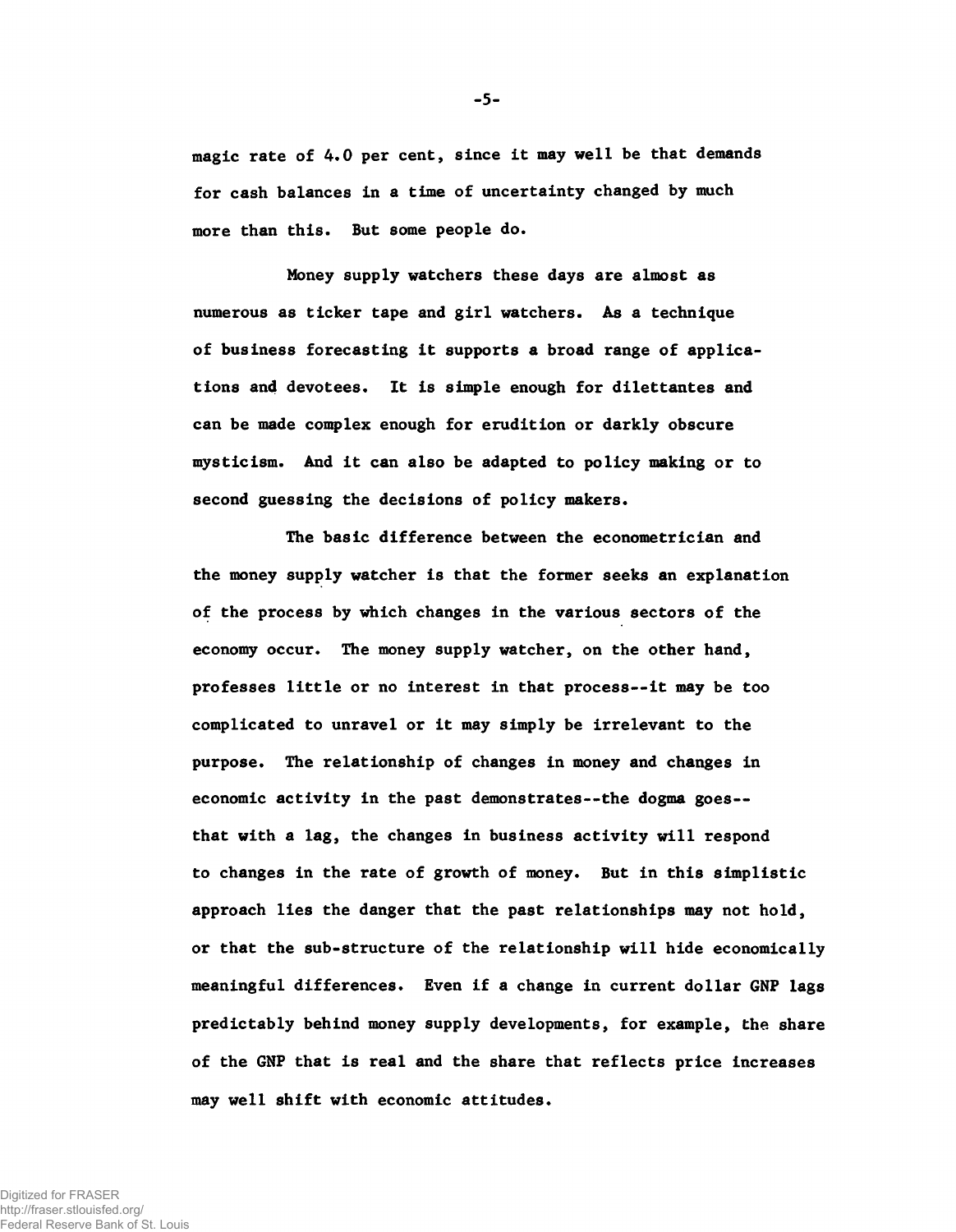magic rate of 4.0 per cent, since it may well be that demands for cash balances in a time of uncertainty changed by much more than this. But some people do.

Money supply watchers these days are almost as numerous as ticker tape and girl watchers. As a technique of business forecasting it supports a broad range of applications and devotees. It is simple enough for dilettantes and can be made complex enough for erudition or darkly obscure mysticism. And it can also be adapted to policy making or to second guessing the decisions of policy makers.

The basic difference between the econometrician and the money supply watcher is that the former seeks an explanation of the process by which changes in the various sectors of the economy occur. The money supply watcher, on the other hand, professes little or no interest in that process--it may be too complicated to unravel or it may simply be irrelevant to the purpose. The relationship of changes in money and changes in economic activity in the past demonstrates--the dogma goes--that with a lag, the changes in business activity will respond to changes in the rate of growth of money. But in this simplistic approach lies the danger that the past relationships may not hold, or that the sub-structure of the relationship will hide economically meaningful differences. Even if a change in current dollar GNP lags predictably behind money supply developments, for example, the share of the GNP that is real and the share that reflects price increases may well shift with economic attitudes.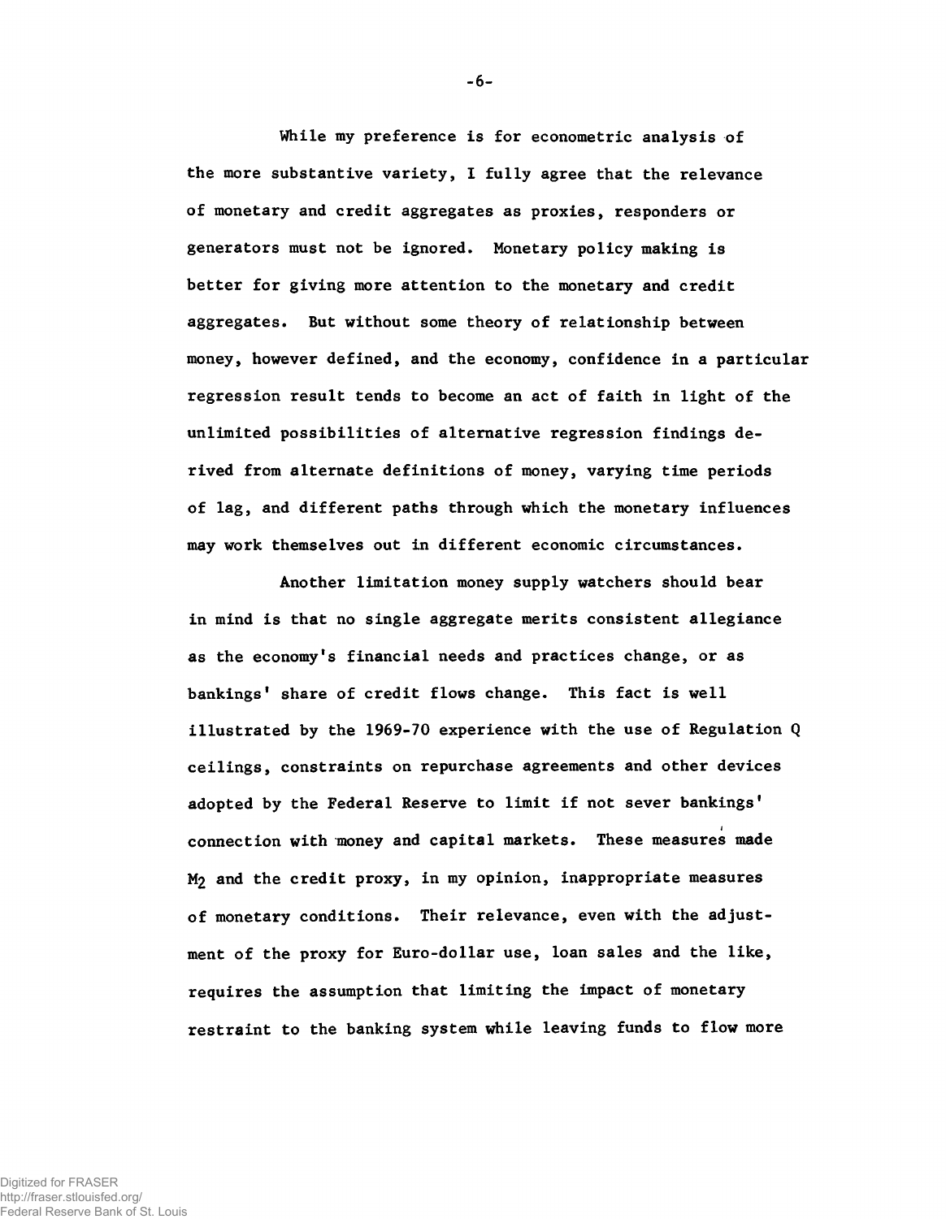While my preference is for econometric analysis of the more substantive variety, I fully agree that the relevance of monetary and credit aggregates as proxies, responders or generators must not be ignored. Monetary policy making is better for giving more attention to the monetary and credit aggregates. But without some theory of relationship between money, however defined, and the economy, confidence in a particular regression result tends to become an act of faith in light of the unlimited possibilities of alternative regression findings derived from alternate definitions of money, varying time periods of lag, and different paths through which the monetary influences may work themselves out in different economic circumstances.

Another limitation money supply watchers should bear in mind is that no single aggregate merits consistent allegiance as the economy's financial needs and practices change, or as bankings' share of credit flows change. This fact is well illustrated by the 1969-70 experience with the use of Regulation Q ceilings, constraints on repurchase agreements and other devices adopted by the Federal Reserve to limit if not sever bankings' connection with money and capital markets. These measures made $M_2$ and the credit proxy, in my opinion, inappropriate measures of monetary conditions. Their relevance, even with the adjustment of the proxy for Euro-dollar use, loan sales and the like, requires the assumption that limiting the impact of monetary restraint to the banking system while leaving funds to flow more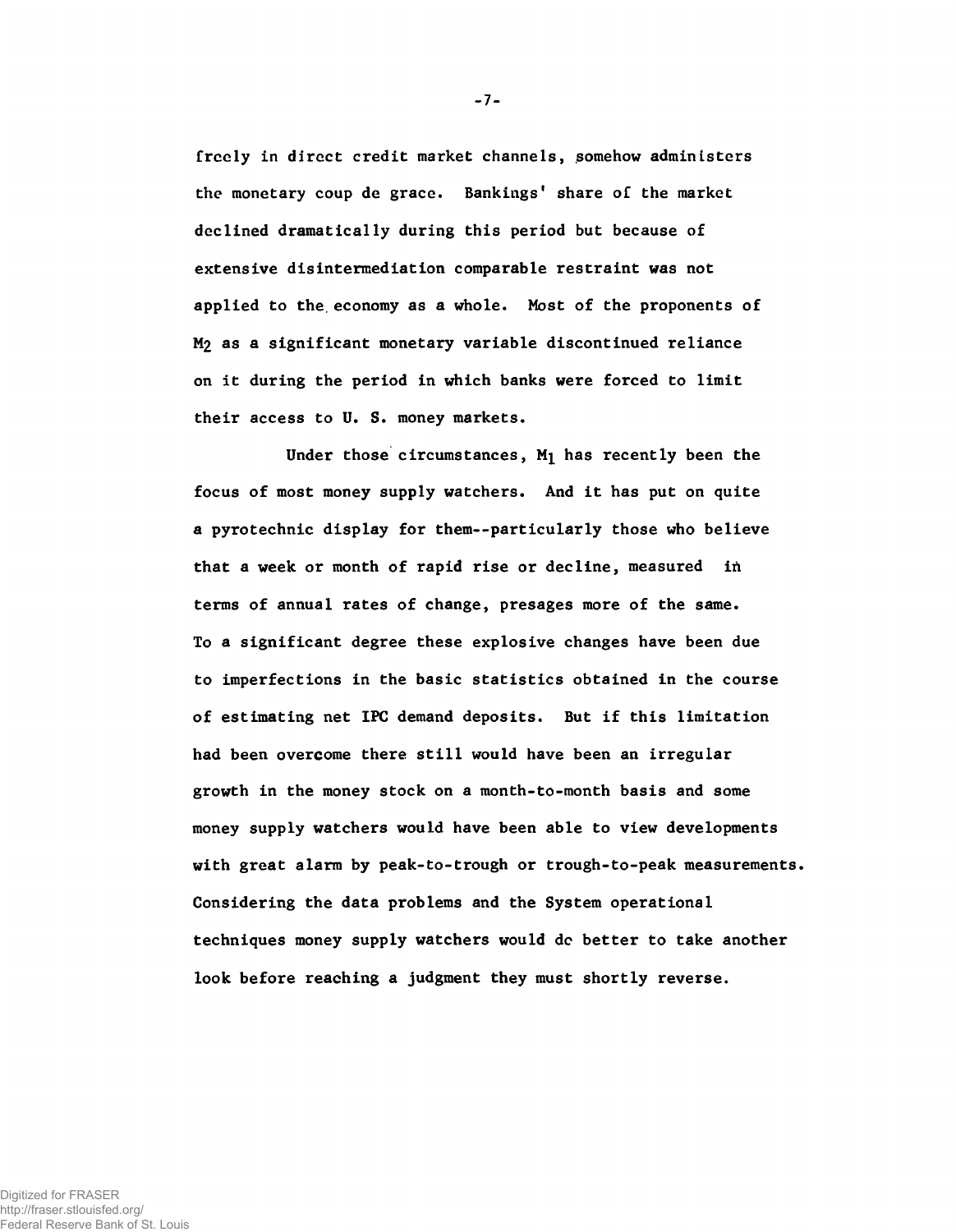freely in direct credit market channels, somehow administers the monetary coup de grace. Bankings' share of the market declined dramatically during this period but because of extensive disintermediation comparable restraint was not applied to the economy as a whole. Most of the proponents of $M_2$ as a significant monetary variable discontinued reliance on it during the period in which banks were forced to limit their access to U. S. money markets.

Under those circumstances, $M_1$ has recently been the focus of most money supply watchers. And it has put on quite a pyrotechnic display for them--particularly those who believe that a week or month of rapid rise or decline, measured in terms of annual rates of change, presages more of the same. To a significant degree these explosive changes have been due to imperfections in the basic statistics obtained in the course of estimating net IPC demand deposits. But if this limitation had been overcome there still would have been an irregular growth in the money stock on a month-to-month basis and some money supply watchers would have been able to view developments with great alarm by peak-to-trough or trough-to-peak measurements. Considering the data problems and the System operational techniques money supply watchers would do better to take another look before reaching a judgment they must shortly reverse.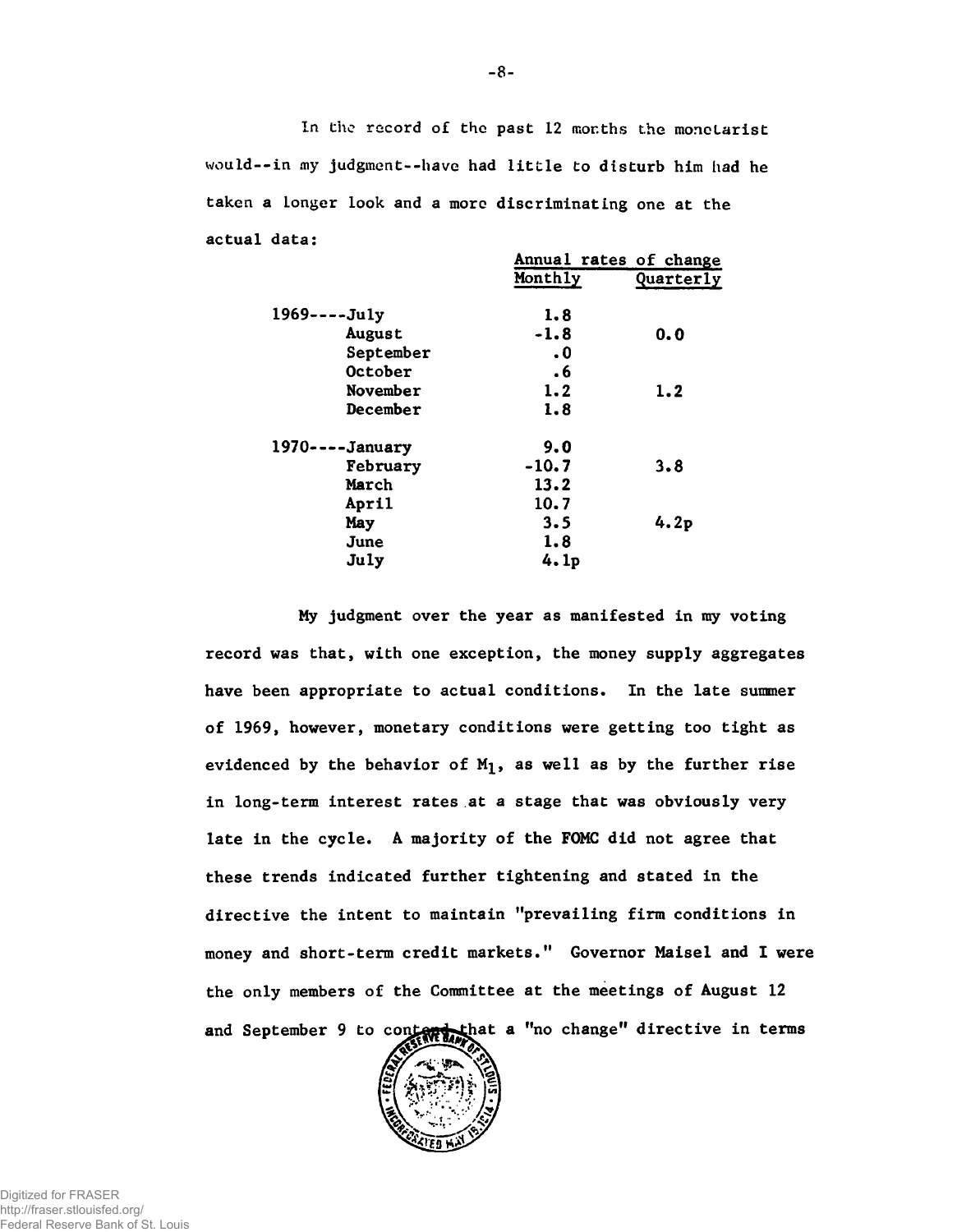In the record of the past 12 months the monetarist would--in my judgment--have had little to disturb him had he taken a longer look and a more discriminating one at the actual data:

| | Annual rates of change | |
|---|---|---|
| | Monthly | Quarterly |
| 1969----July | 1.8 | |
| August | -1.8 | 0.0 |
| September | .0 | |
| October | .6 | |
| November | 1.2 | 1.2 |
| December | 1.8 | |
| 1970----January | 9.0 | |
| February | -10.7 | 3.8 |
| March | 13.2 | |
| April | 10.7 | |
| May | 3.5 | 4.2p |
| June | 1.8 | |
| July | 4.1p | |

My judgment over the year as manifested in my voting record was that, with one exception, the money supply aggregates have been appropriate to actual conditions. In the late summer of 1969, however, monetary conditions were getting too tight as evidenced by the behavior of $M_1$, as well as by the further rise in long-term interest rates at a stage that was obviously very late in the cycle. A majority of the FOMC did not agree that these trends indicated further tightening and stated in the directive the intent to maintain "prevailing firm conditions in money and short-term credit markets." Governor Maisel and I were the only members of the Committee at the meetings of August 12 and September 9 to contend that a "no change" directive in terms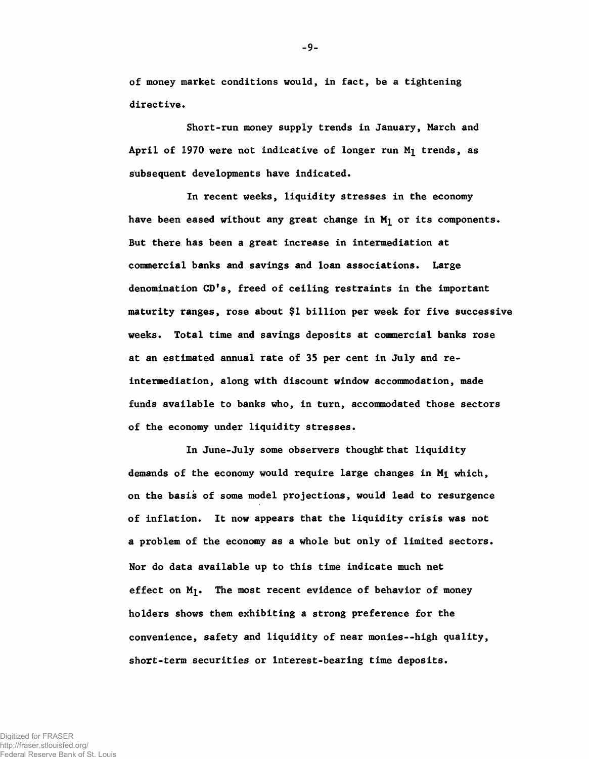of money market conditions would, in fact, be a tightening directive.

Short-run money supply trends in January, March and April of 1970 were not indicative of longer run $M_1$ trends, as subsequent developments have indicated.

In recent weeks, liquidity stresses in the economy have been eased without any great change in $M_1$ or its components. But there has been a great increase in intermediation at commercial banks and savings and loan associations. Large denomination CD's, freed of ceiling restraints in the important maturity ranges, rose about $1 billion per week for five successive weeks. Total time and savings deposits at commercial banks rose at an estimated annual rate of 35 per cent in July and re-intermediation, along with discount window accommodation, made funds available to banks who, in turn, accommodated those sectors of the economy under liquidity stresses.

In June-July some observers thought that liquidity demands of the economy would require large changes in $M_1$ which, on the basis of some model projections, would lead to resurgence of inflation. It now appears that the liquidity crisis was not a problem of the economy as a whole but only of limited sectors. Nor do data available up to this time indicate much net effect on $M_1$. The most recent evidence of behavior of money holders shows them exhibiting a strong preference for the convenience, safety and liquidity of near monies--high quality, short-term securities or interest-bearing time deposits.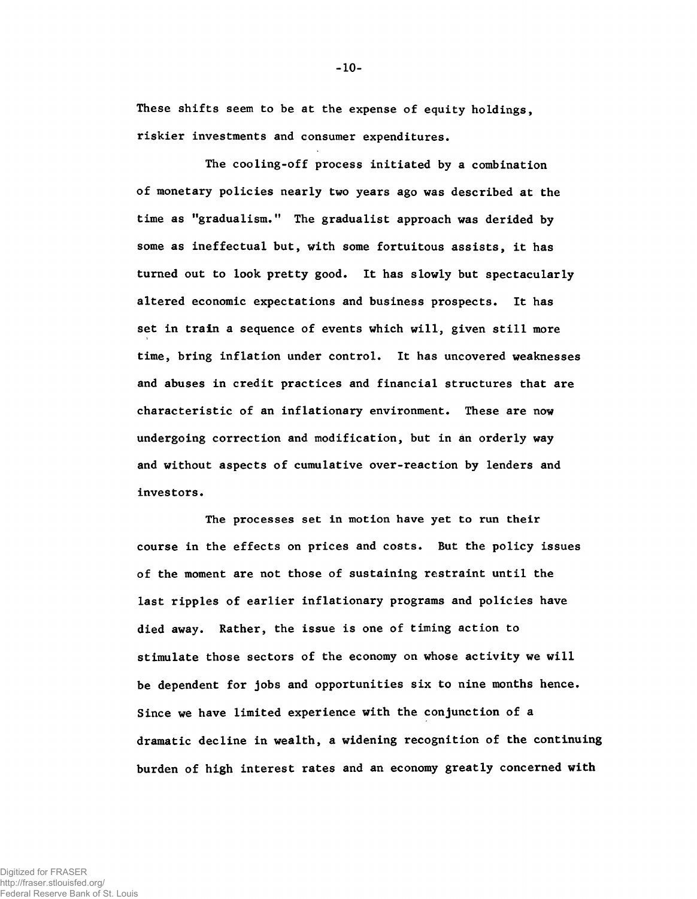These shifts seem to be at the expense of equity holdings, riskier investments and consumer expenditures.

The cooling-off process initiated by a combination of monetary policies nearly two years ago was described at the time as "gradualism." The gradualist approach was derided by some as ineffectual but, with some fortuitous assists, it has turned out to look pretty good. It has slowly but spectacularly altered economic expectations and business prospects. It has set in train a sequence of events which will, given still more time, bring inflation under control. It has uncovered weaknesses and abuses in credit practices and financial structures that are characteristic of an inflationary environment. These are now undergoing correction and modification, but in an orderly way and without aspects of cumulative over-reaction by lenders and investors.

The processes set in motion have yet to run their course in the effects on prices and costs. But the policy issues of the moment are not those of sustaining restraint until the last ripples of earlier inflationary programs and policies have died away. Rather, the issue is one of timing action to stimulate those sectors of the economy on whose activity we will be dependent for jobs and opportunities six to nine months hence. Since we have limited experience with the conjunction of a dramatic decline in wealth, a widening recognition of the continuing burden of high interest rates and an economy greatly concerned with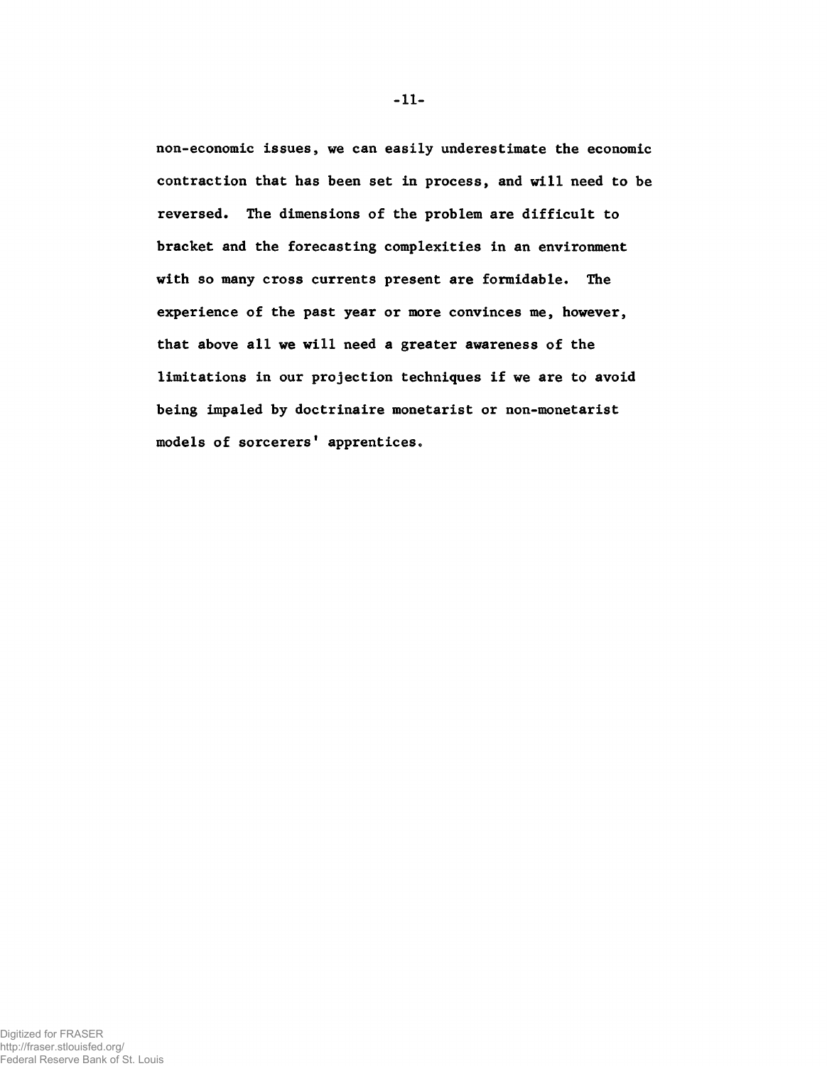non-economic issues, we can easily underestimate the economic contraction that has been set in process, and will need to be reversed. The dimensions of the problem are difficult to bracket and the forecasting complexities in an environment with so many cross currents present are formidable. The experience of the past year or more convinces me, however, that above all we will need a greater awareness of the limitations in our projection techniques if we are to avoid being impaled by doctrinaire monetarist or non-monetarist models of sorcerers' apprentices.